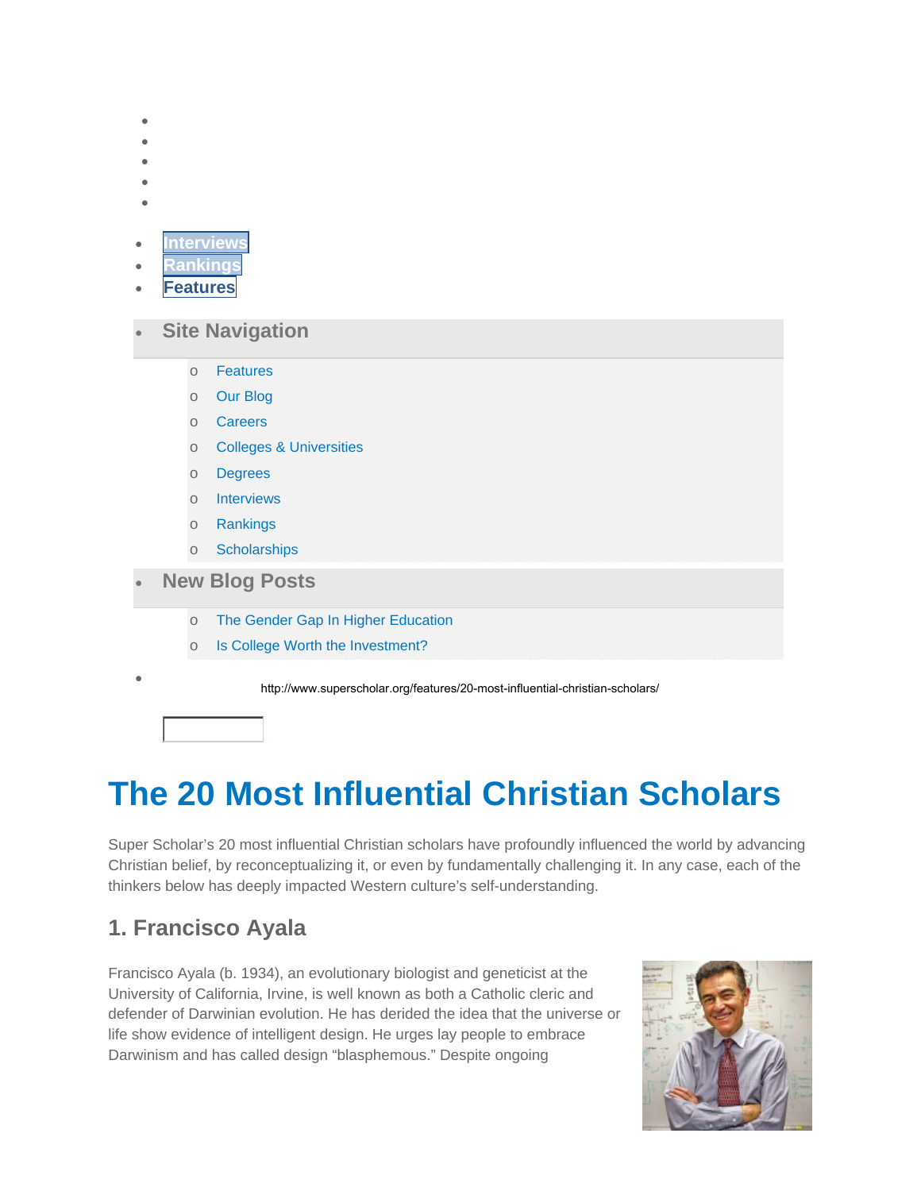- Interviews
- Rankings
- Features

- **Site Navigation**
  - Features
  - Our Blog
  - Careers
  - Colleges & Universities
  - Degrees
  - Interviews
  - Rankings
  - Scholarships
- **New Blog Posts**
  - The Gender Gap In Higher Education
  - Is College Worth the Investment?

http://www.superscholar.org/features/20-most-influential-christian-scholars/

# The 20 Most Influential Christian Scholars

Super Scholar's 20 most influential Christian scholars have profoundly influenced the world by advancing Christian belief, by reconceptualizing it, or even by fundamentally challenging it. In any case, each of the thinkers below has deeply impacted Western culture's self-understanding.

## 1. Francisco Ayala

Francisco Ayala (b. 1934), an evolutionary biologist and geneticist at the University of California, Irvine, is well known as both a Catholic cleric and defender of Darwinian evolution. He has derided the idea that the universe or life show evidence of intelligent design. He urges lay people to embrace Darwinism and has called design "blasphemous." Despite ongoing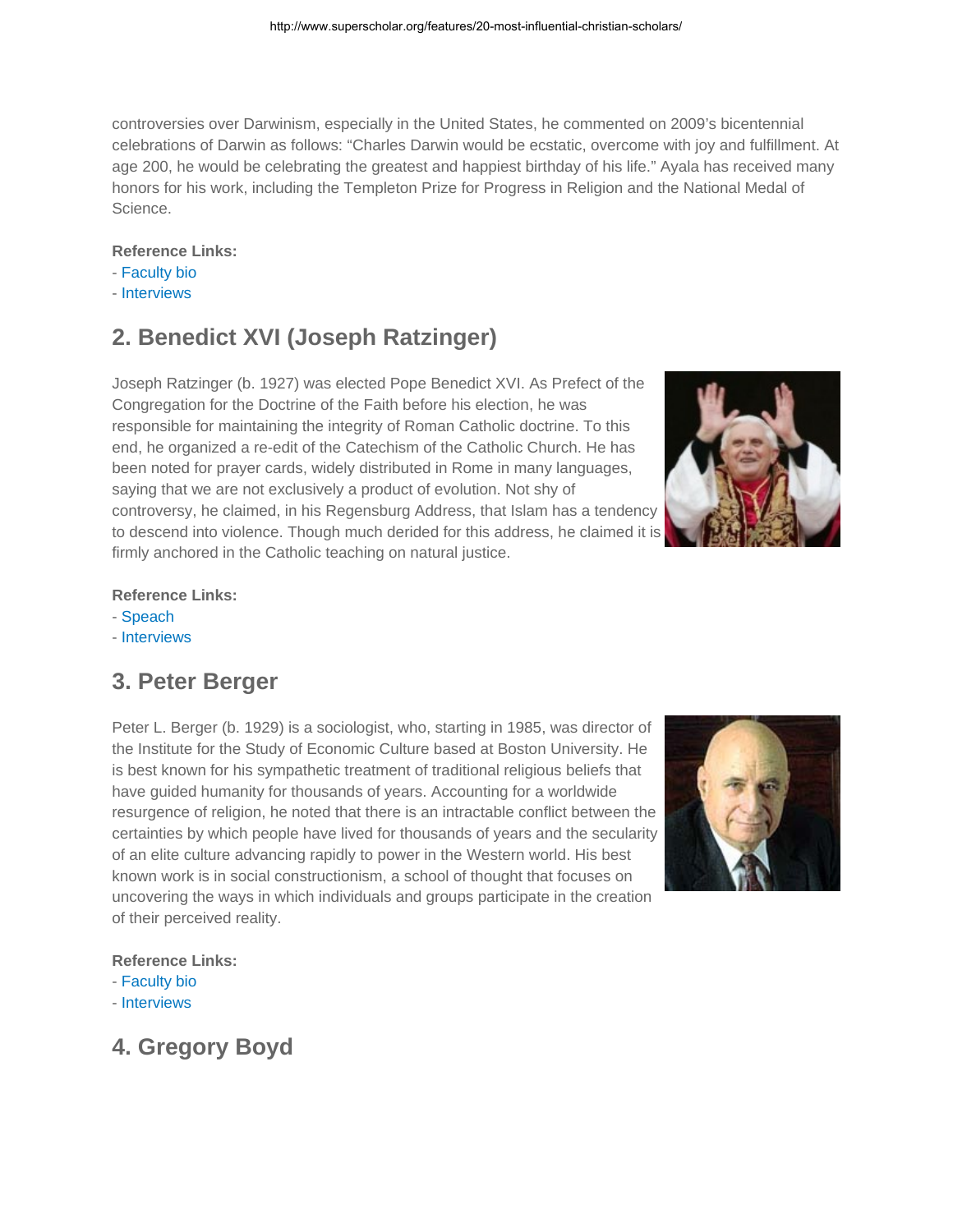controversies over Darwinism, especially in the United States, he commented on 2009's bicentennial celebrations of Darwin as follows: "Charles Darwin would be ecstatic, overcome with joy and fulfillment. At age 200, he would be celebrating the greatest and happiest birthday of his life." Ayala has received many honors for his work, including the Templeton Prize for Progress in Religion and the National Medal of Science.

**Reference Links:**
- Faculty bio
- Interviews

## 2. Benedict XVI (Joseph Ratzinger)

Joseph Ratzinger (b. 1927) was elected Pope Benedict XVI. As Prefect of the Congregation for the Doctrine of the Faith before his election, he was responsible for maintaining the integrity of Roman Catholic doctrine. To this end, he organized a re-edit of the Catechism of the Catholic Church. He has been noted for prayer cards, widely distributed in Rome in many languages, saying that we are not exclusively a product of evolution. Not shy of controversy, he claimed, in his Regensburg Address, that Islam has a tendency to descend into violence. Though much derided for this address, he claimed it is firmly anchored in the Catholic teaching on natural justice.

**Reference Links:**
- Speach
- Interviews

## 3. Peter Berger

Peter L. Berger (b. 1929) is a sociologist, who, starting in 1985, was director of the Institute for the Study of Economic Culture based at Boston University. He is best known for his sympathetic treatment of traditional religious beliefs that have guided humanity for thousands of years. Accounting for a worldwide resurgence of religion, he noted that there is an intractable conflict between the certainties by which people have lived for thousands of years and the secularity of an elite culture advancing rapidly to power in the Western world. His best known work is in social constructionism, a school of thought that focuses on uncovering the ways in which individuals and groups participate in the creation of their perceived reality.

**Reference Links:**
- Faculty bio
- Interviews

## 4. Gregory Boyd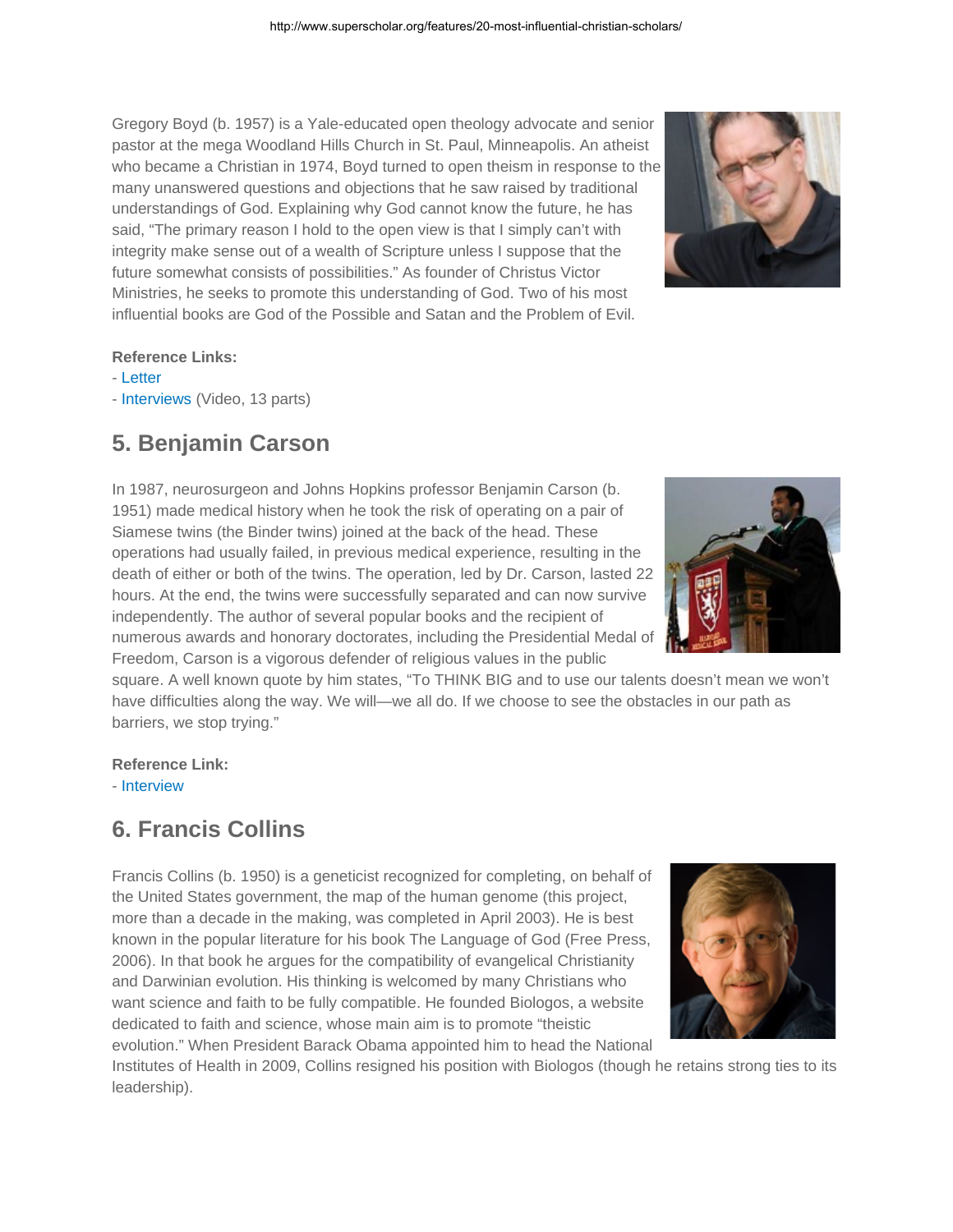Gregory Boyd (b. 1957) is a Yale-educated open theology advocate and senior pastor at the mega Woodland Hills Church in St. Paul, Minneapolis. An atheist who became a Christian in 1974, Boyd turned to open theism in response to the many unanswered questions and objections that he saw raised by traditional understandings of God. Explaining why God cannot know the future, he has said, "The primary reason I hold to the open view is that I simply can't with integrity make sense out of a wealth of Scripture unless I suppose that the future somewhat consists of possibilities." As founder of Christus Victor Ministries, he seeks to promote this understanding of God. Two of his most influential books are God of the Possible and Satan and the Problem of Evil.

**Reference Links:**
- Letter
- Interviews (Video, 13 parts)

## 5. Benjamin Carson

In 1987, neurosurgeon and Johns Hopkins professor Benjamin Carson (b. 1951) made medical history when he took the risk of operating on a pair of Siamese twins (the Binder twins) joined at the back of the head. These operations had usually failed, in previous medical experience, resulting in the death of either or both of the twins. The operation, led by Dr. Carson, lasted 22 hours. At the end, the twins were successfully separated and can now survive independently. The author of several popular books and the recipient of numerous awards and honorary doctorates, including the Presidential Medal of Freedom, Carson is a vigorous defender of religious values in the public square. A well known quote by him states, "To THINK BIG and to use our talents doesn't mean we won't have difficulties along the way. We will—we all do. If we choose to see the obstacles in our path as barriers, we stop trying."

**Reference Link:**
- Interview

## 6. Francis Collins

Francis Collins (b. 1950) is a geneticist recognized for completing, on behalf of the United States government, the map of the human genome (this project, more than a decade in the making, was completed in April 2003). He is best known in the popular literature for his book The Language of God (Free Press, 2006). In that book he argues for the compatibility of evangelical Christianity and Darwinian evolution. His thinking is welcomed by many Christians who want science and faith to be fully compatible. He founded Biologos, a website dedicated to faith and science, whose main aim is to promote "theistic evolution." When President Barack Obama appointed him to head the National Institutes of Health in 2009, Collins resigned his position with Biologos (though he retains strong ties to its leadership).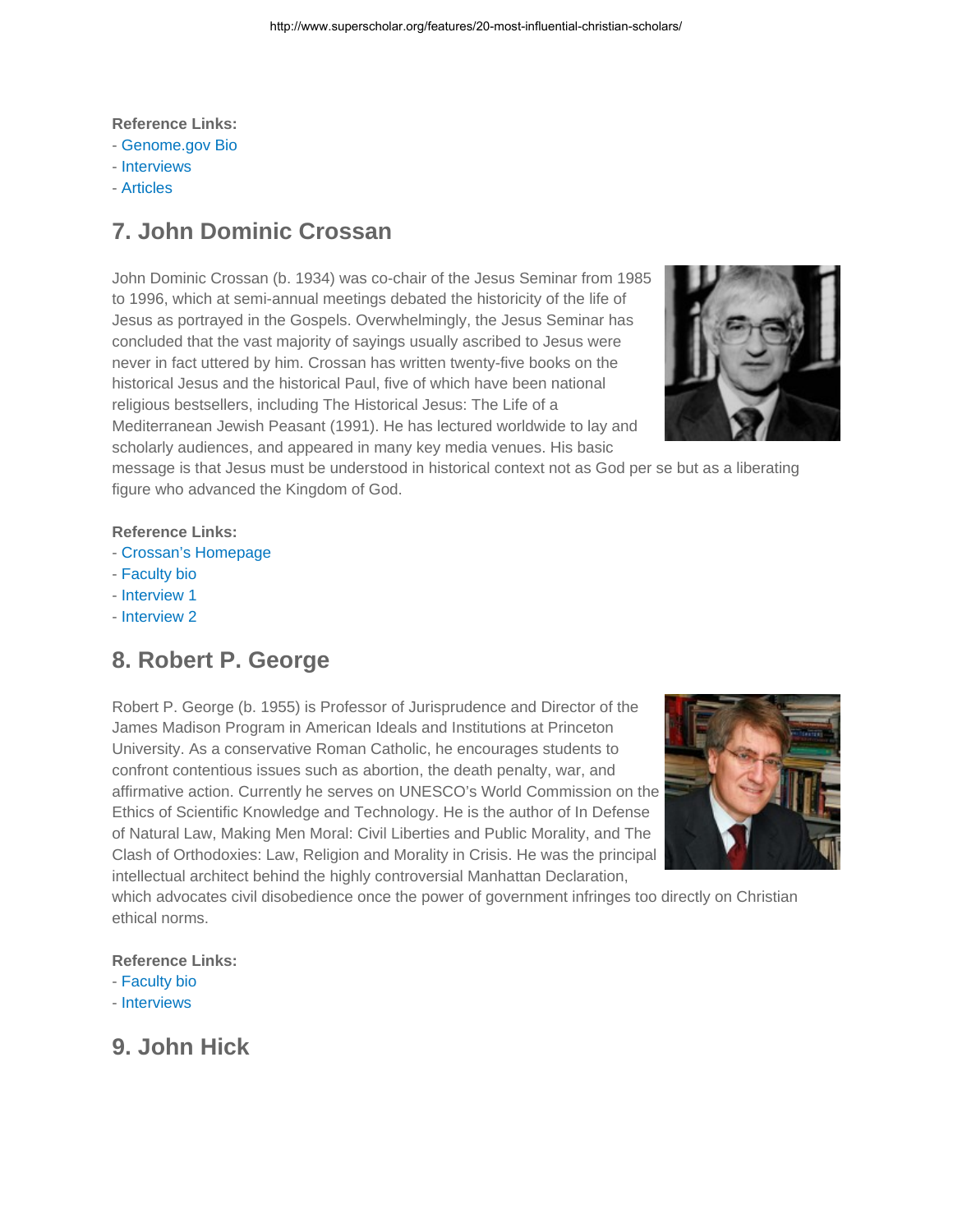**Reference Links:**
- Genome.gov Bio
- Interviews
- Articles

## 7. John Dominic Crossan

John Dominic Crossan (b. 1934) was co-chair of the Jesus Seminar from 1985 to 1996, which at semi-annual meetings debated the historicity of the life of Jesus as portrayed in the Gospels. Overwhelmingly, the Jesus Seminar has concluded that the vast majority of sayings usually ascribed to Jesus were never in fact uttered by him. Crossan has written twenty-five books on the historical Jesus and the historical Paul, five of which have been national religious bestsellers, including The Historical Jesus: The Life of a Mediterranean Jewish Peasant (1991). He has lectured worldwide to lay and scholarly audiences, and appeared in many key media venues. His basic message is that Jesus must be understood in historical context not as God per se but as a liberating figure who advanced the Kingdom of God.

**Reference Links:**
- Crossan's Homepage
- Faculty bio
- Interview 1
- Interview 2

## 8. Robert P. George

Robert P. George (b. 1955) is Professor of Jurisprudence and Director of the James Madison Program in American Ideals and Institutions at Princeton University. As a conservative Roman Catholic, he encourages students to confront contentious issues such as abortion, the death penalty, war, and affirmative action. Currently he serves on UNESCO's World Commission on the Ethics of Scientific Knowledge and Technology. He is the author of In Defense of Natural Law, Making Men Moral: Civil Liberties and Public Morality, and The Clash of Orthodoxies: Law, Religion and Morality in Crisis. He was the principal intellectual architect behind the highly controversial Manhattan Declaration, which advocates civil disobedience once the power of government infringes too directly on Christian ethical norms.

**Reference Links:**
- Faculty bio
- Interviews

## 9. John Hick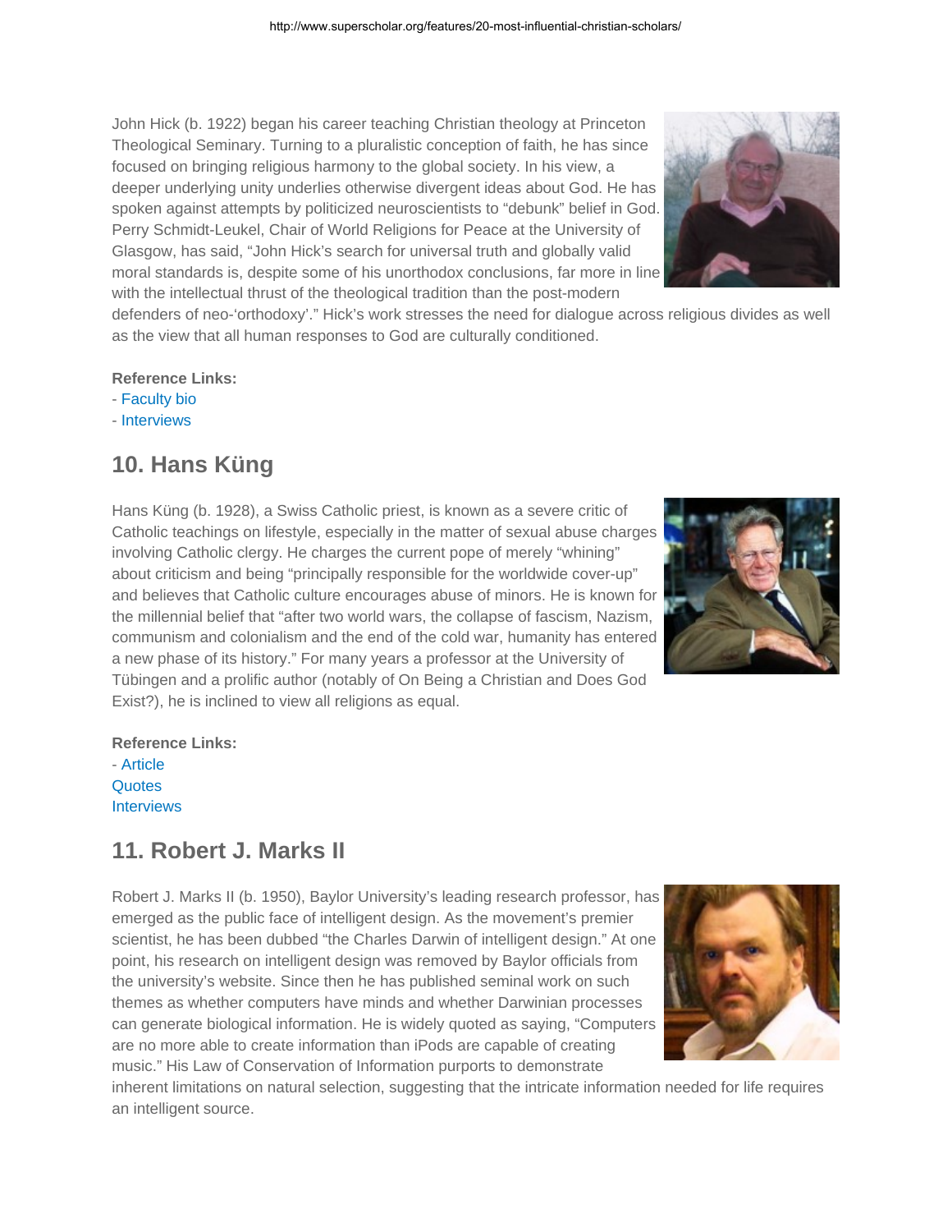John Hick (b. 1922) began his career teaching Christian theology at Princeton Theological Seminary. Turning to a pluralistic conception of faith, he has since focused on bringing religious harmony to the global society. In his view, a deeper underlying unity underlies otherwise divergent ideas about God. He has spoken against attempts by politicized neuroscientists to "debunk" belief in God. Perry Schmidt-Leukel, Chair of World Religions for Peace at the University of Glasgow, has said, "John Hick's search for universal truth and globally valid moral standards is, despite some of his unorthodox conclusions, far more in line with the intellectual thrust of the theological tradition than the post-modern defenders of neo-'orthodoxy'." Hick's work stresses the need for dialogue across religious divides as well as the view that all human responses to God are culturally conditioned.

**Reference Links:**
- Faculty bio
- Interviews

## 10. Hans Küng

Hans Küng (b. 1928), a Swiss Catholic priest, is known as a severe critic of Catholic teachings on lifestyle, especially in the matter of sexual abuse charges involving Catholic clergy. He charges the current pope of merely "whining" about criticism and being "principally responsible for the worldwide cover-up" and believes that Catholic culture encourages abuse of minors. He is known for the millennial belief that "after two world wars, the collapse of fascism, Nazism, communism and colonialism and the end of the cold war, humanity has entered a new phase of its history." For many years a professor at the University of Tübingen and a prolific author (notably of On Being a Christian and Does God Exist?), he is inclined to view all religions as equal.

**Reference Links:**
- Article
Quotes
Interviews

## 11. Robert J. Marks II

Robert J. Marks II (b. 1950), Baylor University's leading research professor, has emerged as the public face of intelligent design. As the movement's premier scientist, he has been dubbed "the Charles Darwin of intelligent design." At one point, his research on intelligent design was removed by Baylor officials from the university's website. Since then he has published seminal work on such themes as whether computers have minds and whether Darwinian processes can generate biological information. He is widely quoted as saying, "Computers are no more able to create information than iPods are capable of creating music." His Law of Conservation of Information purports to demonstrate inherent limitations on natural selection, suggesting that the intricate information needed for life requires an intelligent source.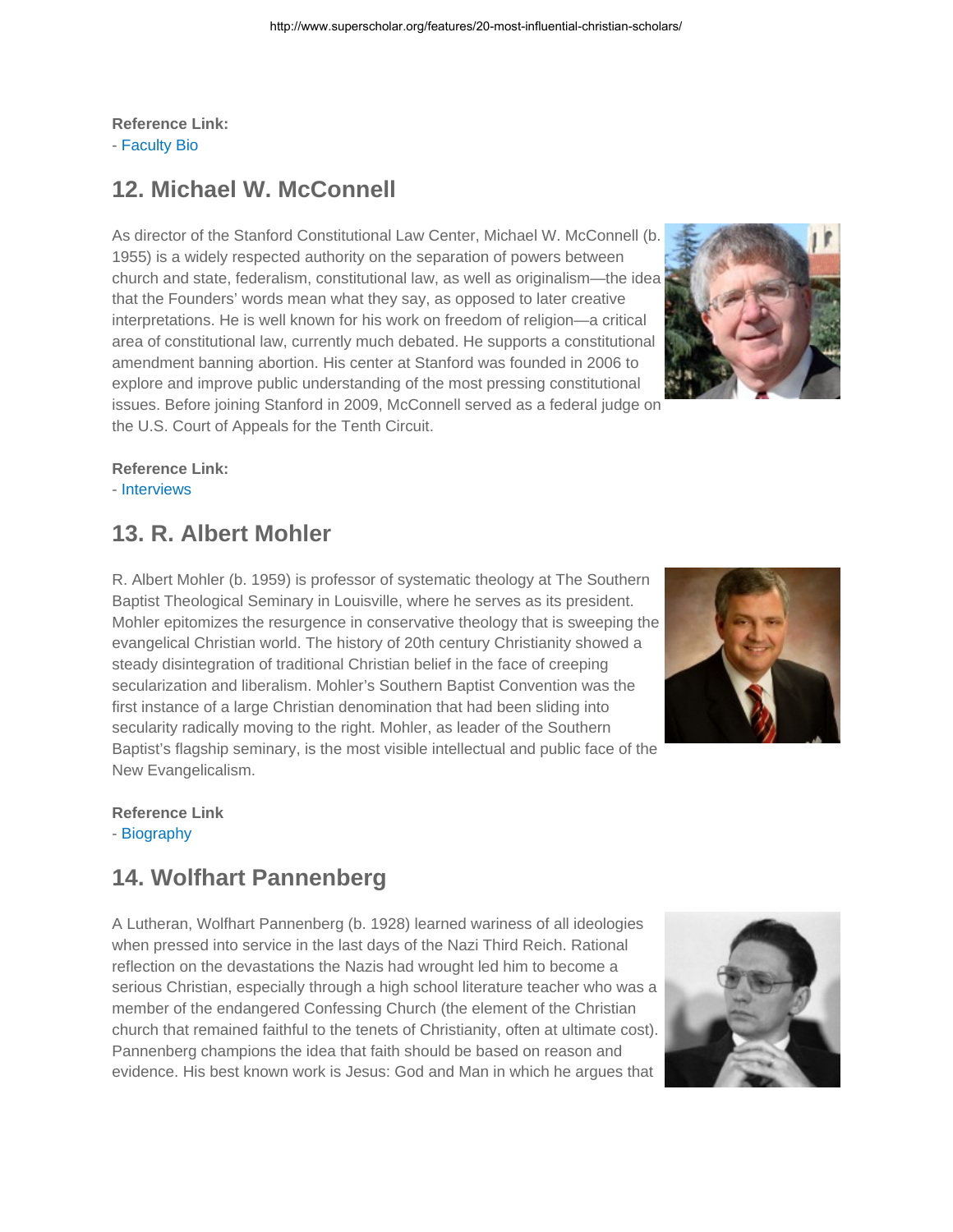**Reference Link:**
- Faculty Bio

## 12. Michael W. McConnell

As director of the Stanford Constitutional Law Center, Michael W. McConnell (b. 1955) is a widely respected authority on the separation of powers between church and state, federalism, constitutional law, as well as originalism—the idea that the Founders' words mean what they say, as opposed to later creative interpretations. He is well known for his work on freedom of religion—a critical area of constitutional law, currently much debated. He supports a constitutional amendment banning abortion. His center at Stanford was founded in 2006 to explore and improve public understanding of the most pressing constitutional issues. Before joining Stanford in 2009, McConnell served as a federal judge on the U.S. Court of Appeals for the Tenth Circuit.

**Reference Link:**
- Interviews

## 13. R. Albert Mohler

R. Albert Mohler (b. 1959) is professor of systematic theology at The Southern Baptist Theological Seminary in Louisville, where he serves as its president. Mohler epitomizes the resurgence in conservative theology that is sweeping the evangelical Christian world. The history of 20th century Christianity showed a steady disintegration of traditional Christian belief in the face of creeping secularization and liberalism. Mohler's Southern Baptist Convention was the first instance of a large Christian denomination that had been sliding into secularity radically moving to the right. Mohler, as leader of the Southern Baptist's flagship seminary, is the most visible intellectual and public face of the New Evangelicalism.

**Reference Link**
- Biography

## 14. Wolfhart Pannenberg

A Lutheran, Wolfhart Pannenberg (b. 1928) learned wariness of all ideologies when pressed into service in the last days of the Nazi Third Reich. Rational reflection on the devastations the Nazis had wrought led him to become a serious Christian, especially through a high school literature teacher who was a member of the endangered Confessing Church (the element of the Christian church that remained faithful to the tenets of Christianity, often at ultimate cost). Pannenberg champions the idea that faith should be based on reason and evidence. His best known work is Jesus: God and Man in which he argues that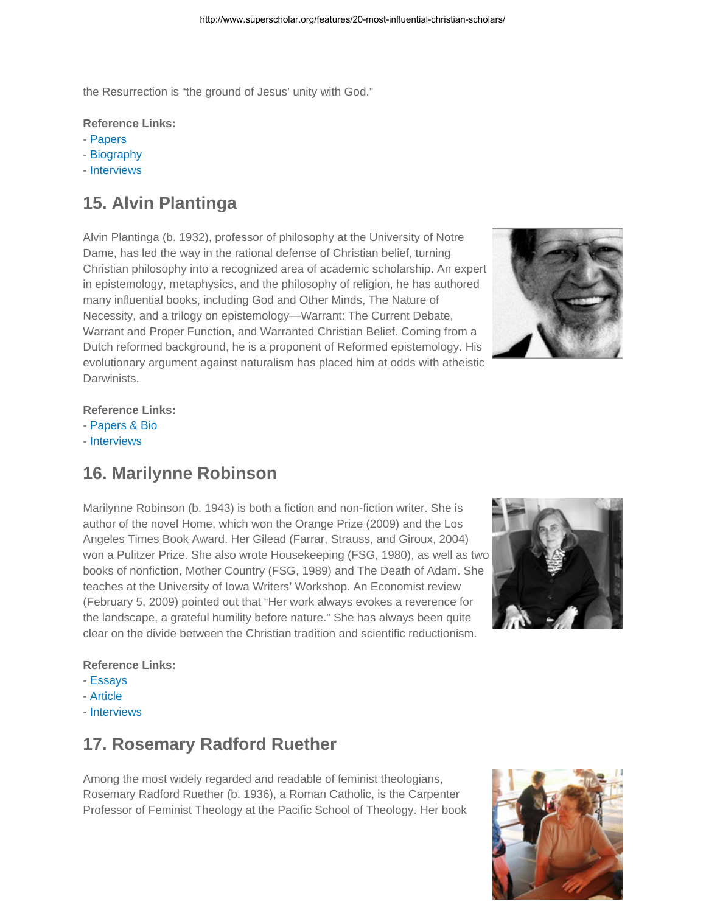the Resurrection is “the ground of Jesus’ unity with God.”

**Reference Links:**
- Papers
- Biography
- Interviews

## 15. Alvin Plantinga

Alvin Plantinga (b. 1932), professor of philosophy at the University of Notre Dame, has led the way in the rational defense of Christian belief, turning Christian philosophy into a recognized area of academic scholarship. An expert in epistemology, metaphysics, and the philosophy of religion, he has authored many influential books, including God and Other Minds, The Nature of Necessity, and a trilogy on epistemology—Warrant: The Current Debate, Warrant and Proper Function, and Warranted Christian Belief. Coming from a Dutch reformed background, he is a proponent of Reformed epistemology. His evolutionary argument against naturalism has placed him at odds with atheistic Darwinists.

**Reference Links:**
- Papers & Bio
- Interviews

## 16. Marilynne Robinson

Marilynne Robinson (b. 1943) is both a fiction and non-fiction writer. She is author of the novel Home, which won the Orange Prize (2009) and the Los Angeles Times Book Award. Her Gilead (Farrar, Strauss, and Giroux, 2004) won a Pulitzer Prize. She also wrote Housekeeping (FSG, 1980), as well as two books of nonfiction, Mother Country (FSG, 1989) and The Death of Adam. She teaches at the University of Iowa Writers’ Workshop. An Economist review (February 5, 2009) pointed out that “Her work always evokes a reverence for the landscape, a grateful humility before nature.” She has always been quite clear on the divide between the Christian tradition and scientific reductionism.

**Reference Links:**
- Essays
- Article
- Interviews

## 17. Rosemary Radford Ruether

Among the most widely regarded and readable of feminist theologians, Rosemary Radford Ruether (b. 1936), a Roman Catholic, is the Carpenter Professor of Feminist Theology at the Pacific School of Theology. Her book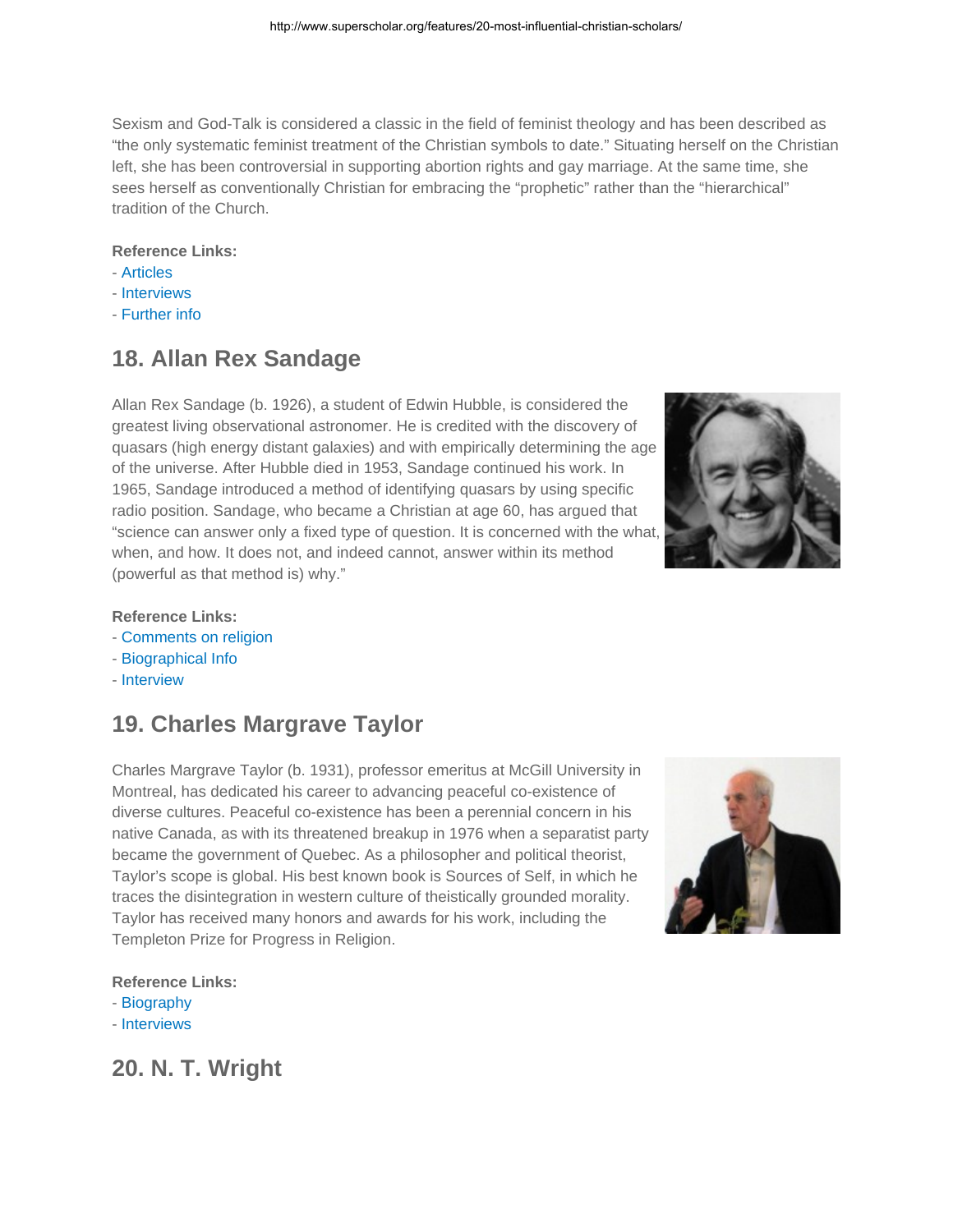Sexism and God-Talk is considered a classic in the field of feminist theology and has been described as "the only systematic feminist treatment of the Christian symbols to date." Situating herself on the Christian left, she has been controversial in supporting abortion rights and gay marriage. At the same time, she sees herself as conventionally Christian for embracing the "prophetic" rather than the "hierarchical" tradition of the Church.

**Reference Links:**
- Articles
- Interviews
- Further info

## 18. Allan Rex Sandage

Allan Rex Sandage (b. 1926), a student of Edwin Hubble, is considered the greatest living observational astronomer. He is credited with the discovery of quasars (high energy distant galaxies) and with empirically determining the age of the universe. After Hubble died in 1953, Sandage continued his work. In 1965, Sandage introduced a method of identifying quasars by using specific radio position. Sandage, who became a Christian at age 60, has argued that "science can answer only a fixed type of question. It is concerned with the what, when, and how. It does not, and indeed cannot, answer within its method (powerful as that method is) why."

**Reference Links:**
- Comments on religion
- Biographical Info
- Interview

## 19. Charles Margrave Taylor

Charles Margrave Taylor (b. 1931), professor emeritus at McGill University in Montreal, has dedicated his career to advancing peaceful co-existence of diverse cultures. Peaceful co-existence has been a perennial concern in his native Canada, as with its threatened breakup in 1976 when a separatist party became the government of Quebec. As a philosopher and political theorist, Taylor's scope is global. His best known book is Sources of Self, in which he traces the disintegration in western culture of theistically grounded morality. Taylor has received many honors and awards for his work, including the Templeton Prize for Progress in Religion.

**Reference Links:**
- Biography
- Interviews

## 20. N. T. Wright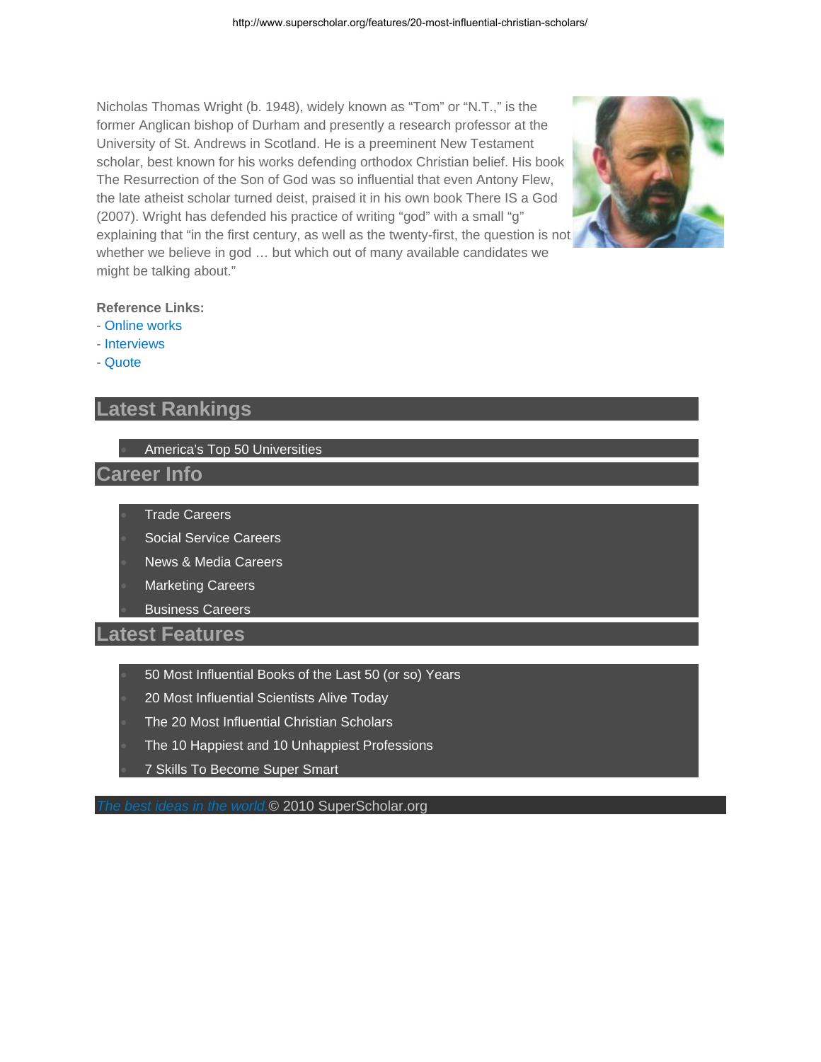Nicholas Thomas Wright (b. 1948), widely known as "Tom" or "N.T.," is the former Anglican bishop of Durham and presently a research professor at the University of St. Andrews in Scotland. He is a preeminent New Testament scholar, best known for his works defending orthodox Christian belief. His book The Resurrection of the Son of God was so influential that even Antony Flew, the late atheist scholar turned deist, praised it in his own book There IS a God (2007). Wright has defended his practice of writing "god" with a small "g" explaining that "in the first century, as well as the twenty-first, the question is not whether we believe in god … but which out of many available candidates we might be talking about."

**Reference Links:**
- Online works
- Interviews
- Quote

## Latest Rankings

- America's Top 50 Universities

## Career Info

- Trade Careers
- Social Service Careers
- News & Media Careers
- Marketing Careers
- Business Careers

## Latest Features

- 50 Most Influential Books of the Last 50 (or so) Years
- 20 Most Influential Scientists Alive Today
- The 20 Most Influential Christian Scholars
- The 10 Happiest and 10 Unhappiest Professions
- 7 Skills To Become Super Smart

*The best ideas in the world.* © 2010 SuperScholar.org